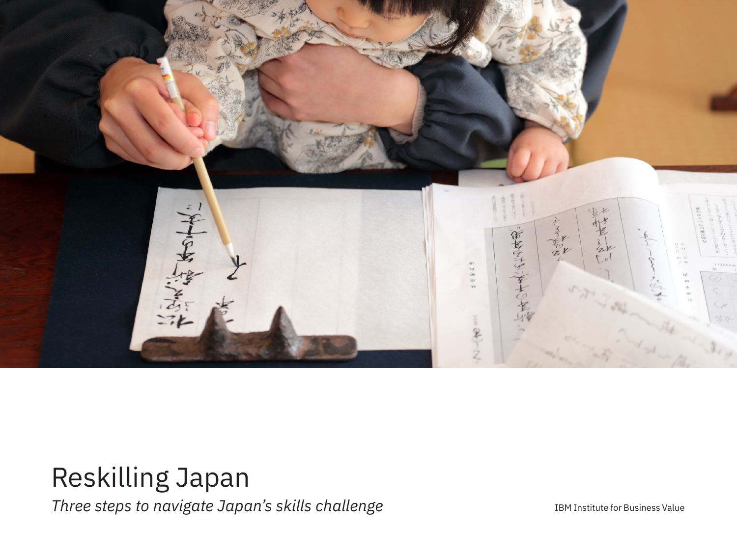# Reskilling Japan

*Three steps to navigate Japan's skills challenge*

IBM Institute for Business Value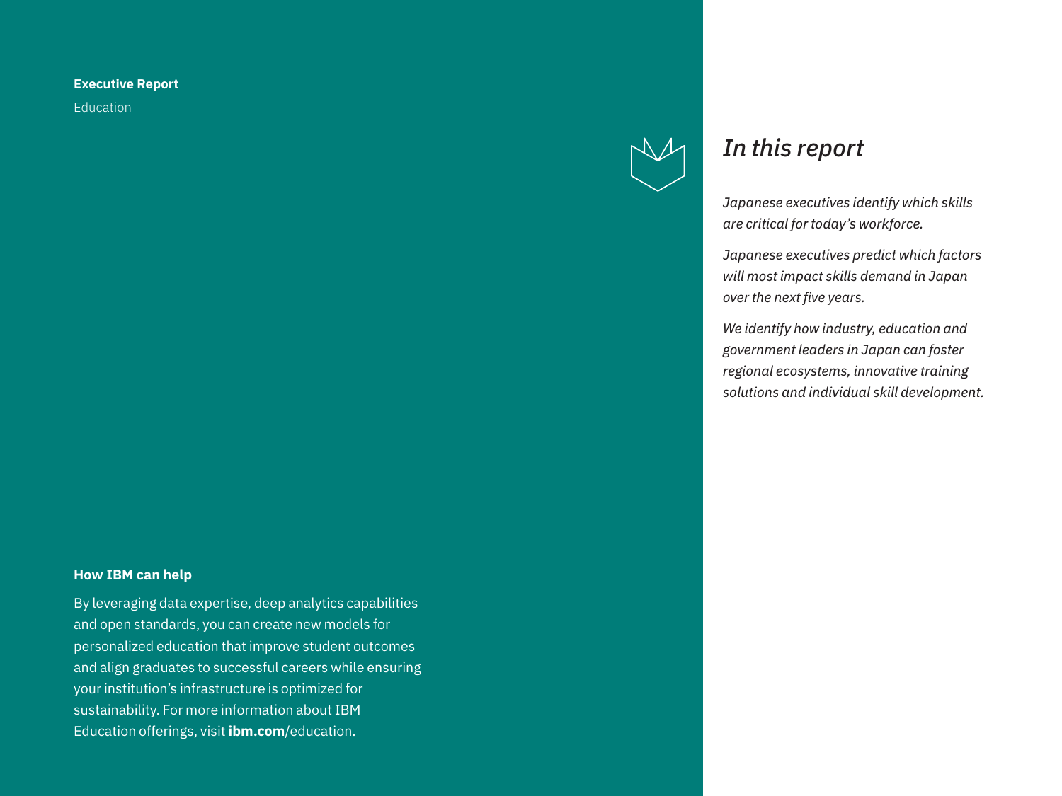**Executive Report**

Education

## How IBM can help

By leveraging data expertise, deep analytics capabilities and open standards, you can create new models for personalized education that improve student outcomes and align graduates to successful careers while ensuring your institution's infrastructure is optimized for sustainability. For more information about IBM Education offerings, visit **ibm.com**/education.

# *In this report*

*Japanese executives identify which skills are critical for today's workforce.*

*Japanese executives predict which factors will most impact skills demand in Japan over the next five years.*

*We identify how industry, education and government leaders in Japan can foster regional ecosystems, innovative training solutions and individual skill development.*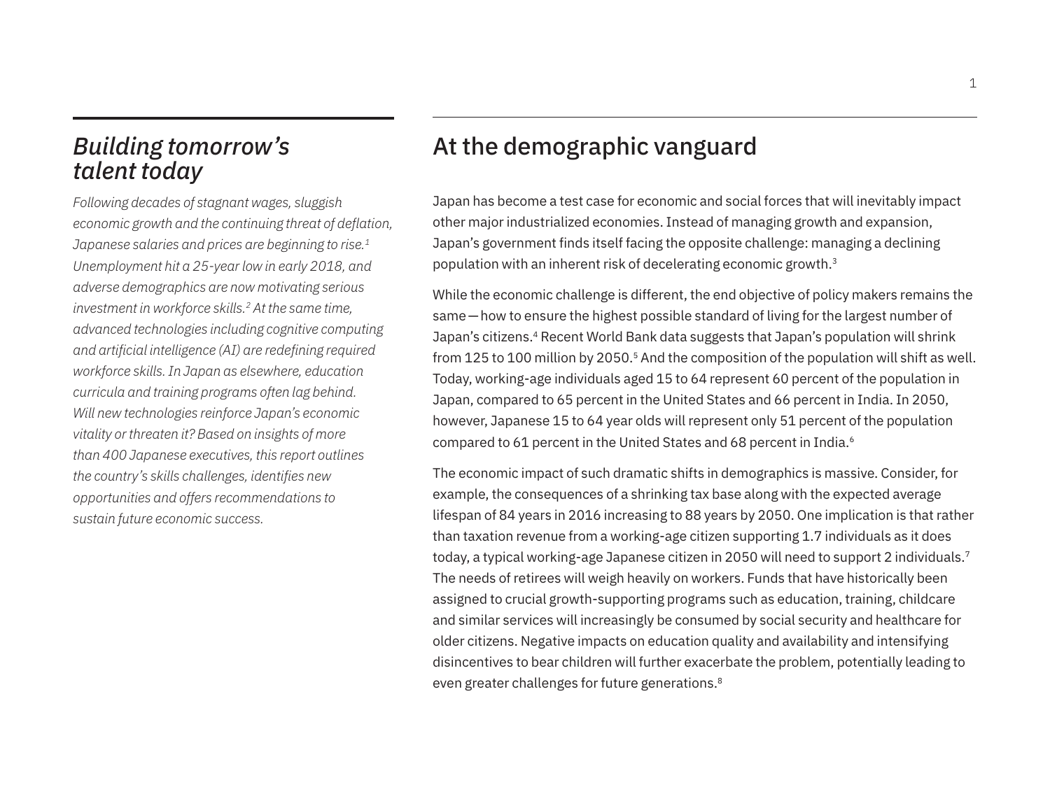# *Building tomorrow's talent today*

*Following decades of stagnant wages, sluggish economic growth and the continuing threat of deflation, Japanese salaries and prices are beginning to rise.[1] Unemployment hit a 25-year low in early 2018, and adverse demographics are now motivating serious investment in workforce skills.[2] At the same time, advanced technologies including cognitive computing and artificial intelligence (AI) are redefining required workforce skills. In Japan as elsewhere, education curricula and training programs often lag behind. Will new technologies reinforce Japan's economic vitality or threaten it? Based on insights of more than 400 Japanese executives, this report outlines the country's skills challenges, identifies new opportunities and offers recommendations to sustain future economic success.*

## At the demographic vanguard

Japan has become a test case for economic and social forces that will inevitably impact other major industrialized economies. Instead of managing growth and expansion, Japan's government finds itself facing the opposite challenge: managing a declining population with an inherent risk of decelerating economic growth.[3]

While the economic challenge is different, the end objective of policy makers remains the same — how to ensure the highest possible standard of living for the largest number of Japan's citizens.[4] Recent World Bank data suggests that Japan's population will shrink from 125 to 100 million by 2050.[5] And the composition of the population will shift as well. Today, working-age individuals aged 15 to 64 represent 60 percent of the population in Japan, compared to 65 percent in the United States and 66 percent in India. In 2050, however, Japanese 15 to 64 year olds will represent only 51 percent of the population compared to 61 percent in the United States and 68 percent in India.[6]

The economic impact of such dramatic shifts in demographics is massive. Consider, for example, the consequences of a shrinking tax base along with the expected average lifespan of 84 years in 2016 increasing to 88 years by 2050. One implication is that rather than taxation revenue from a working-age citizen supporting 1.7 individuals as it does today, a typical working-age Japanese citizen in 2050 will need to support 2 individuals.[7] The needs of retirees will weigh heavily on workers. Funds that have historically been assigned to crucial growth-supporting programs such as education, training, childcare and similar services will increasingly be consumed by social security and healthcare for older citizens. Negative impacts on education quality and availability and intensifying disincentives to bear children will further exacerbate the problem, potentially leading to even greater challenges for future generations.[8]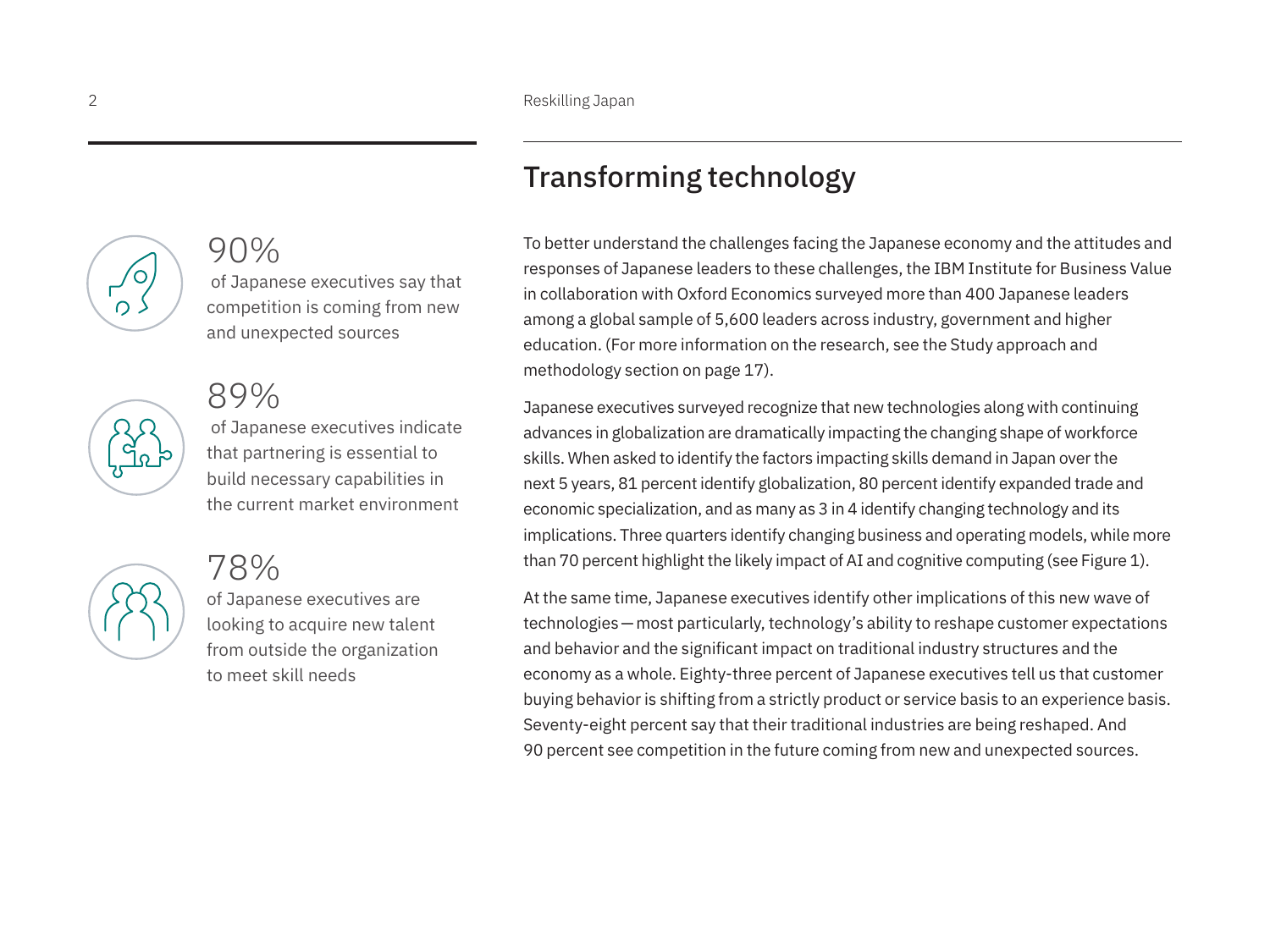90%

of Japanese executives say that competition is coming from new and unexpected sources

89%

of Japanese executives indicate that partnering is essential to build necessary capabilities in the current market environment

78%

of Japanese executives are looking to acquire new talent from outside the organization to meet skill needs

## Transforming technology

To better understand the challenges facing the Japanese economy and the attitudes and responses of Japanese leaders to these challenges, the IBM Institute for Business Value in collaboration with Oxford Economics surveyed more than 400 Japanese leaders among a global sample of 5,600 leaders across industry, government and higher education. (For more information on the research, see the Study approach and methodology section on page 17).

Japanese executives surveyed recognize that new technologies along with continuing advances in globalization are dramatically impacting the changing shape of workforce skills. When asked to identify the factors impacting skills demand in Japan over the next 5 years, 81 percent identify globalization, 80 percent identify expanded trade and economic specialization, and as many as 3 in 4 identify changing technology and its implications. Three quarters identify changing business and operating models, while more than 70 percent highlight the likely impact of AI and cognitive computing (see Figure 1).

At the same time, Japanese executives identify other implications of this new wave of technologies — most particularly, technology's ability to reshape customer expectations and behavior and the significant impact on traditional industry structures and the economy as a whole. Eighty-three percent of Japanese executives tell us that customer buying behavior is shifting from a strictly product or service basis to an experience basis. Seventy-eight percent say that their traditional industries are being reshaped. And 90 percent see competition in the future coming from new and unexpected sources.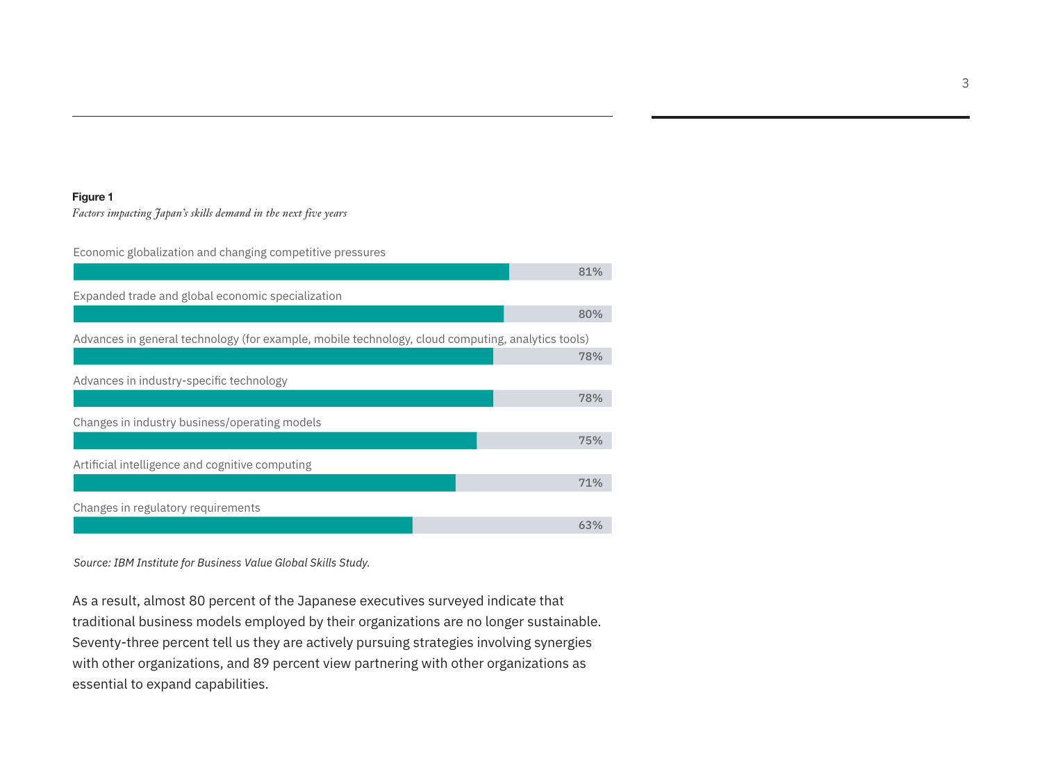**Figure 1**

*Factors impacting Japan's skills demand in the next five years*

Economic globalization and changing competitive pressures

81%

Expanded trade and global economic specialization

80%

Advances in general technology (for example, mobile technology, cloud computing, analytics tools)

78%

Advances in industry-specific technology

78%

Changes in industry business/operating models

75%

Artificial intelligence and cognitive computing

71%

Changes in regulatory requirements

63%

*Source: IBM Institute for Business Value Global Skills Study.*

As a result, almost 80 percent of the Japanese executives surveyed indicate that traditional business models employed by their organizations are no longer sustainable. Seventy-three percent tell us they are actively pursuing strategies involving synergies with other organizations, and 89 percent view partnering with other organizations as essential to expand capabilities.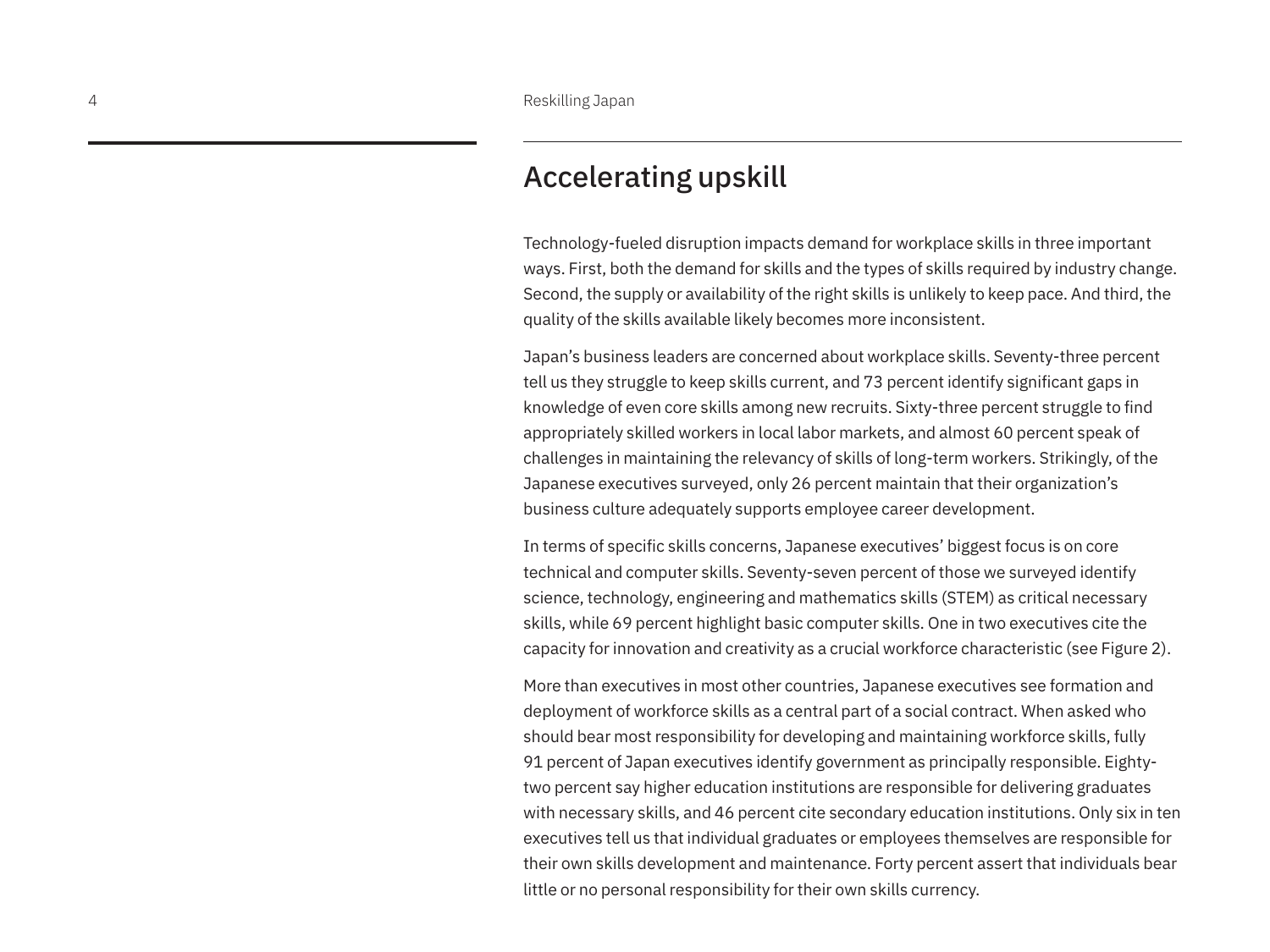## Accelerating upskill

Technology-fueled disruption impacts demand for workplace skills in three important ways. First, both the demand for skills and the types of skills required by industry change. Second, the supply or availability of the right skills is unlikely to keep pace. And third, the quality of the skills available likely becomes more inconsistent.

Japan's business leaders are concerned about workplace skills. Seventy-three percent tell us they struggle to keep skills current, and 73 percent identify significant gaps in knowledge of even core skills among new recruits. Sixty-three percent struggle to find appropriately skilled workers in local labor markets, and almost 60 percent speak of challenges in maintaining the relevancy of skills of long-term workers. Strikingly, of the Japanese executives surveyed, only 26 percent maintain that their organization's business culture adequately supports employee career development.

In terms of specific skills concerns, Japanese executives' biggest focus is on core technical and computer skills. Seventy-seven percent of those we surveyed identify science, technology, engineering and mathematics skills (STEM) as critical necessary skills, while 69 percent highlight basic computer skills. One in two executives cite the capacity for innovation and creativity as a crucial workforce characteristic (see Figure 2).

More than executives in most other countries, Japanese executives see formation and deployment of workforce skills as a central part of a social contract. When asked who should bear most responsibility for developing and maintaining workforce skills, fully 91 percent of Japan executives identify government as principally responsible. Eighty-two percent say higher education institutions are responsible for delivering graduates with necessary skills, and 46 percent cite secondary education institutions. Only six in ten executives tell us that individual graduates or employees themselves are responsible for their own skills development and maintenance. Forty percent assert that individuals bear little or no personal responsibility for their own skills currency.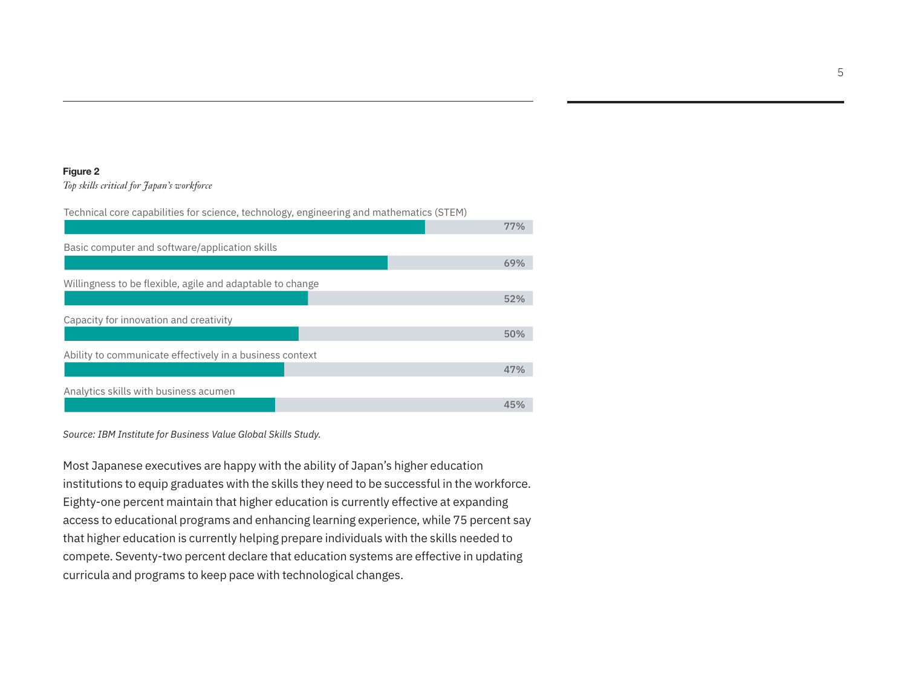**Figure 2**

*Top skills critical for Japan's workforce*

Technical core capabilities for science, technology, engineering and mathematics (STEM)
77%

Basic computer and software/application skills
69%

Willingness to be flexible, agile and adaptable to change
52%

Capacity for innovation and creativity
50%

Ability to communicate effectively in a business context
47%

Analytics skills with business acumen
45%

*Source: IBM Institute for Business Value Global Skills Study.*

Most Japanese executives are happy with the ability of Japan's higher education institutions to equip graduates with the skills they need to be successful in the workforce. Eighty-one percent maintain that higher education is currently effective at expanding access to educational programs and enhancing learning experience, while 75 percent say that higher education is currently helping prepare individuals with the skills needed to compete. Seventy-two percent declare that education systems are effective in updating curricula and programs to keep pace with technological changes.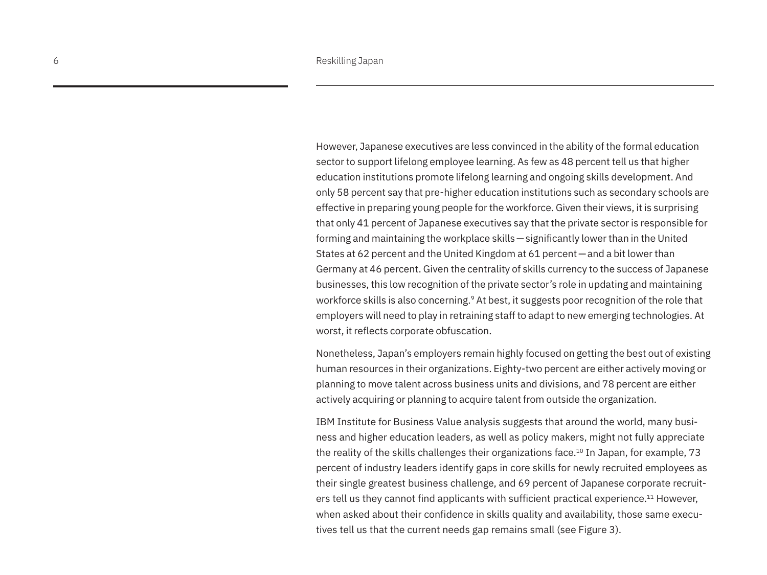However, Japanese executives are less convinced in the ability of the formal education sector to support lifelong employee learning. As few as 48 percent tell us that higher education institutions promote lifelong learning and ongoing skills development. And only 58 percent say that pre-higher education institutions such as secondary schools are effective in preparing young people for the workforce. Given their views, it is surprising that only 41 percent of Japanese executives say that the private sector is responsible for forming and maintaining the workplace skills — significantly lower than in the United States at 62 percent and the United Kingdom at 61 percent — and a bit lower than Germany at 46 percent. Given the centrality of skills currency to the success of Japanese businesses, this low recognition of the private sector's role in updating and maintaining workforce skills is also concerning.[9] At best, it suggests poor recognition of the role that employers will need to play in retraining staff to adapt to new emerging technologies. At worst, it reflects corporate obfuscation.

Nonetheless, Japan's employers remain highly focused on getting the best out of existing human resources in their organizations. Eighty-two percent are either actively moving or planning to move talent across business units and divisions, and 78 percent are either actively acquiring or planning to acquire talent from outside the organization.

IBM Institute for Business Value analysis suggests that around the world, many business and higher education leaders, as well as policy makers, might not fully appreciate the reality of the skills challenges their organizations face.[10] In Japan, for example, 73 percent of industry leaders identify gaps in core skills for newly recruited employees as their single greatest business challenge, and 69 percent of Japanese corporate recruiters tell us they cannot find applicants with sufficient practical experience.[11] However, when asked about their confidence in skills quality and availability, those same executives tell us that the current needs gap remains small (see Figure 3).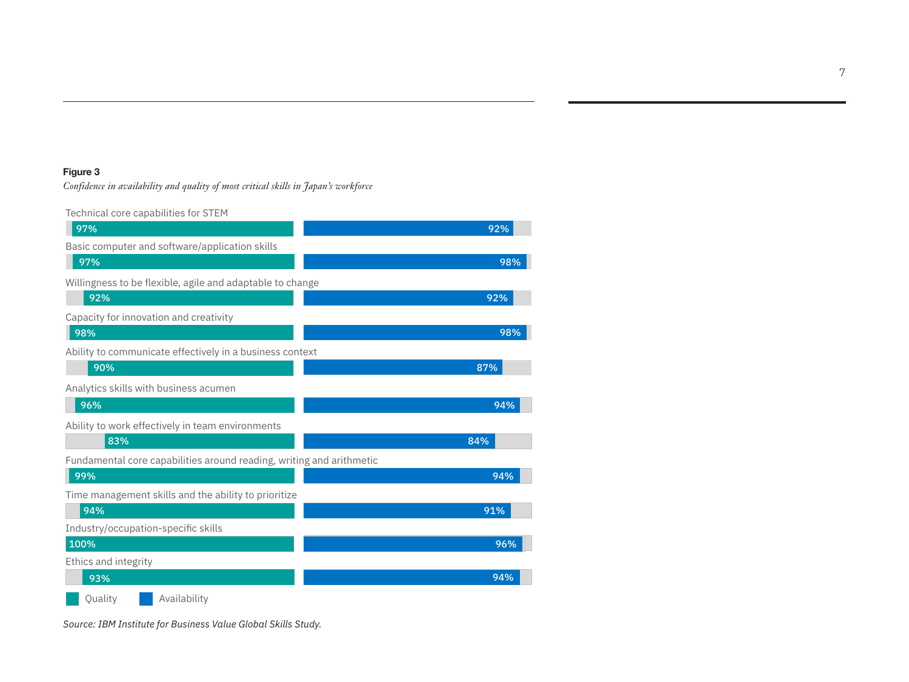**Figure 3**

*Confidence in availability and quality of most critical skills in Japan's workforce*

Technical core capabilities for STEM
97%
92%

Basic computer and software/application skills
97%
98%

Willingness to be flexible, agile and adaptable to change
92%
92%

Capacity for innovation and creativity
98%
98%

Ability to communicate effectively in a business context
90%
87%

Analytics skills with business acumen
96%
94%

Ability to work effectively in team environments
83%
84%

Fundamental core capabilities around reading, writing and arithmetic
99%
94%

Time management skills and the ability to prioritize
94%
91%

Industry/occupation-specific skills
100%
96%

Ethics and integrity
93%
94%

Quality
Availability

*Source: IBM Institute for Business Value Global Skills Study.*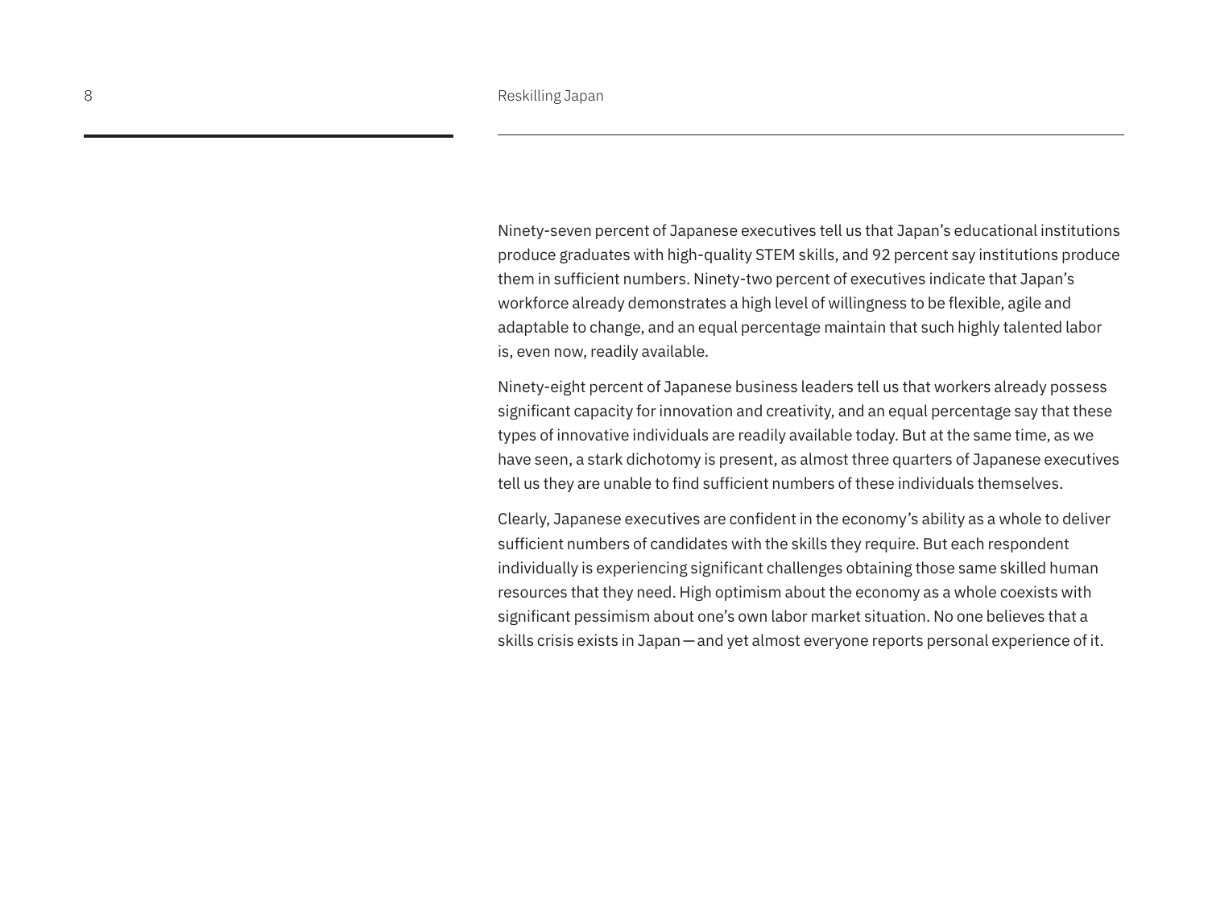Ninety-seven percent of Japanese executives tell us that Japan's educational institutions produce graduates with high-quality STEM skills, and 92 percent say institutions produce them in sufficient numbers. Ninety-two percent of executives indicate that Japan's workforce already demonstrates a high level of willingness to be flexible, agile and adaptable to change, and an equal percentage maintain that such highly talented labor is, even now, readily available.

Ninety-eight percent of Japanese business leaders tell us that workers already possess significant capacity for innovation and creativity, and an equal percentage say that these types of innovative individuals are readily available today. But at the same time, as we have seen, a stark dichotomy is present, as almost three quarters of Japanese executives tell us they are unable to find sufficient numbers of these individuals themselves.

Clearly, Japanese executives are confident in the economy's ability as a whole to deliver sufficient numbers of candidates with the skills they require. But each respondent individually is experiencing significant challenges obtaining those same skilled human resources that they need. High optimism about the economy as a whole coexists with significant pessimism about one's own labor market situation. No one believes that a skills crisis exists in Japan — and yet almost everyone reports personal experience of it.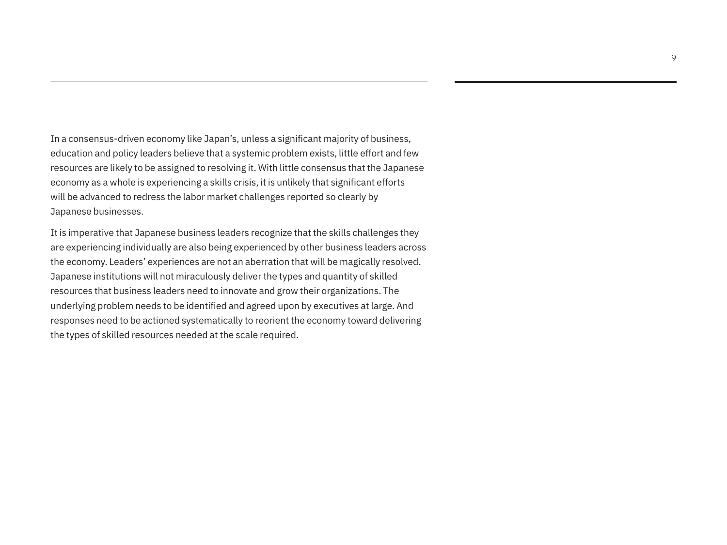In a consensus-driven economy like Japan's, unless a significant majority of business, education and policy leaders believe that a systemic problem exists, little effort and few resources are likely to be assigned to resolving it. With little consensus that the Japanese economy as a whole is experiencing a skills crisis, it is unlikely that significant efforts will be advanced to redress the labor market challenges reported so clearly by Japanese businesses.

It is imperative that Japanese business leaders recognize that the skills challenges they are experiencing individually are also being experienced by other business leaders across the economy. Leaders' experiences are not an aberration that will be magically resolved. Japanese institutions will not miraculously deliver the types and quantity of skilled resources that business leaders need to innovate and grow their organizations. The underlying problem needs to be identified and agreed upon by executives at large. And responses need to be actioned systematically to reorient the economy toward delivering the types of skilled resources needed at the scale required.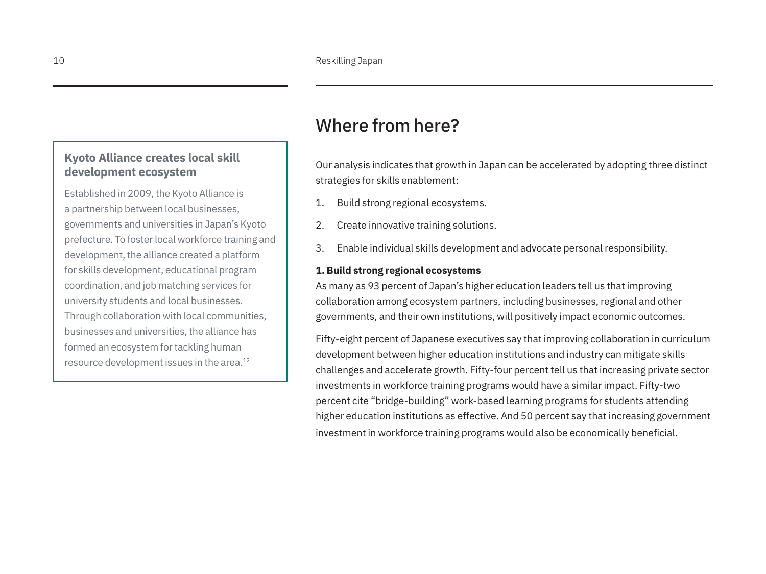## Where from here?

Our analysis indicates that growth in Japan can be accelerated by adopting three distinct strategies for skills enablement:

1. Build strong regional ecosystems.
2. Create innovative training solutions.
3. Enable individual skills development and advocate personal responsibility.

**1. Build strong regional ecosystems**

As many as 93 percent of Japan's higher education leaders tell us that improving collaboration among ecosystem partners, including businesses, regional and other governments, and their own institutions, will positively impact economic outcomes.

Fifty-eight percent of Japanese executives say that improving collaboration in curriculum development between higher education institutions and industry can mitigate skills challenges and accelerate growth. Fifty-four percent tell us that increasing private sector investments in workforce training programs would have a similar impact. Fifty-two percent cite "bridge-building" work-based learning programs for students attending higher education institutions as effective. And 50 percent say that increasing government investment in workforce training programs would also be economically beneficial.

**Kyoto Alliance creates local skill development ecosystem**

Established in 2009, the Kyoto Alliance is a partnership between local businesses, governments and universities in Japan's Kyoto prefecture. To foster local workforce training and development, the alliance created a platform for skills development, educational program coordination, and job matching services for university students and local businesses. Through collaboration with local communities, businesses and universities, the alliance has formed an ecosystem for tackling human resource development issues in the area.[12]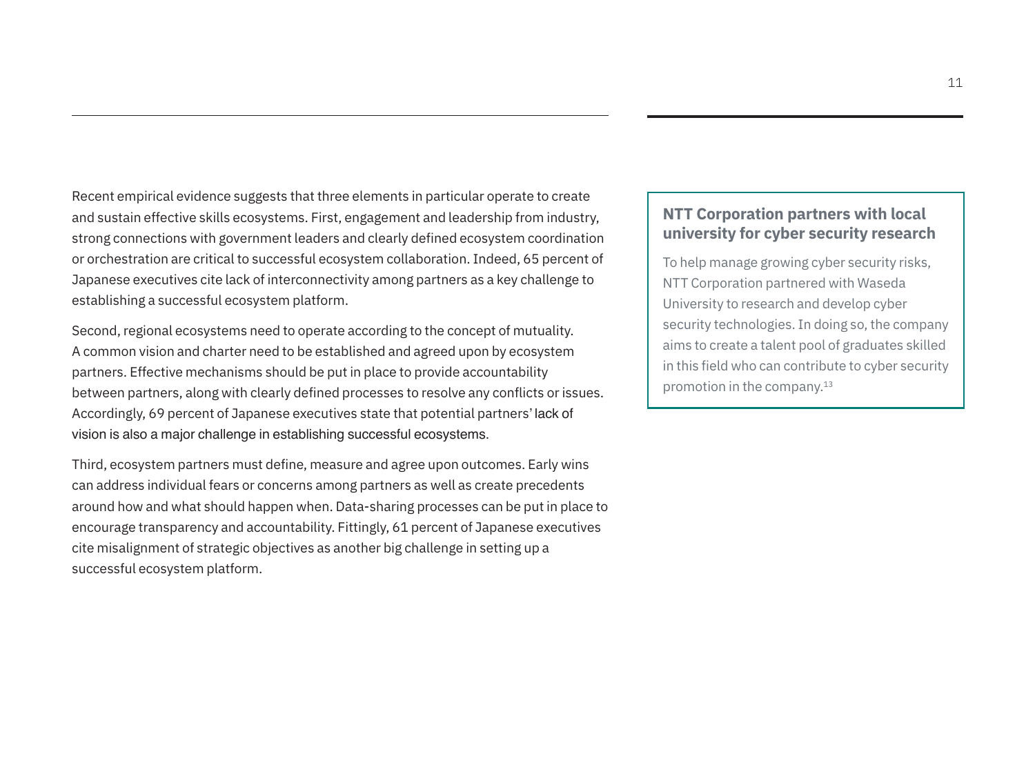Recent empirical evidence suggests that three elements in particular operate to create and sustain effective skills ecosystems. First, engagement and leadership from industry, strong connections with government leaders and clearly defined ecosystem coordination or orchestration are critical to successful ecosystem collaboration. Indeed, 65 percent of Japanese executives cite lack of interconnectivity among partners as a key challenge to establishing a successful ecosystem platform.

Second, regional ecosystems need to operate according to the concept of mutuality. A common vision and charter need to be established and agreed upon by ecosystem partners. Effective mechanisms should be put in place to provide accountability between partners, along with clearly defined processes to resolve any conflicts or issues. Accordingly, 69 percent of Japanese executives state that potential partners' lack of vision is also a major challenge in establishing successful ecosystems.

Third, ecosystem partners must define, measure and agree upon outcomes. Early wins can address individual fears or concerns among partners as well as create precedents around how and what should happen when. Data-sharing processes can be put in place to encourage transparency and accountability. Fittingly, 61 percent of Japanese executives cite misalignment of strategic objectives as another big challenge in setting up a successful ecosystem platform.

### NTT Corporation partners with local university for cyber security research

To help manage growing cyber security risks, NTT Corporation partnered with Waseda University to research and develop cyber security technologies. In doing so, the company aims to create a talent pool of graduates skilled in this field who can contribute to cyber security promotion in the company.[13]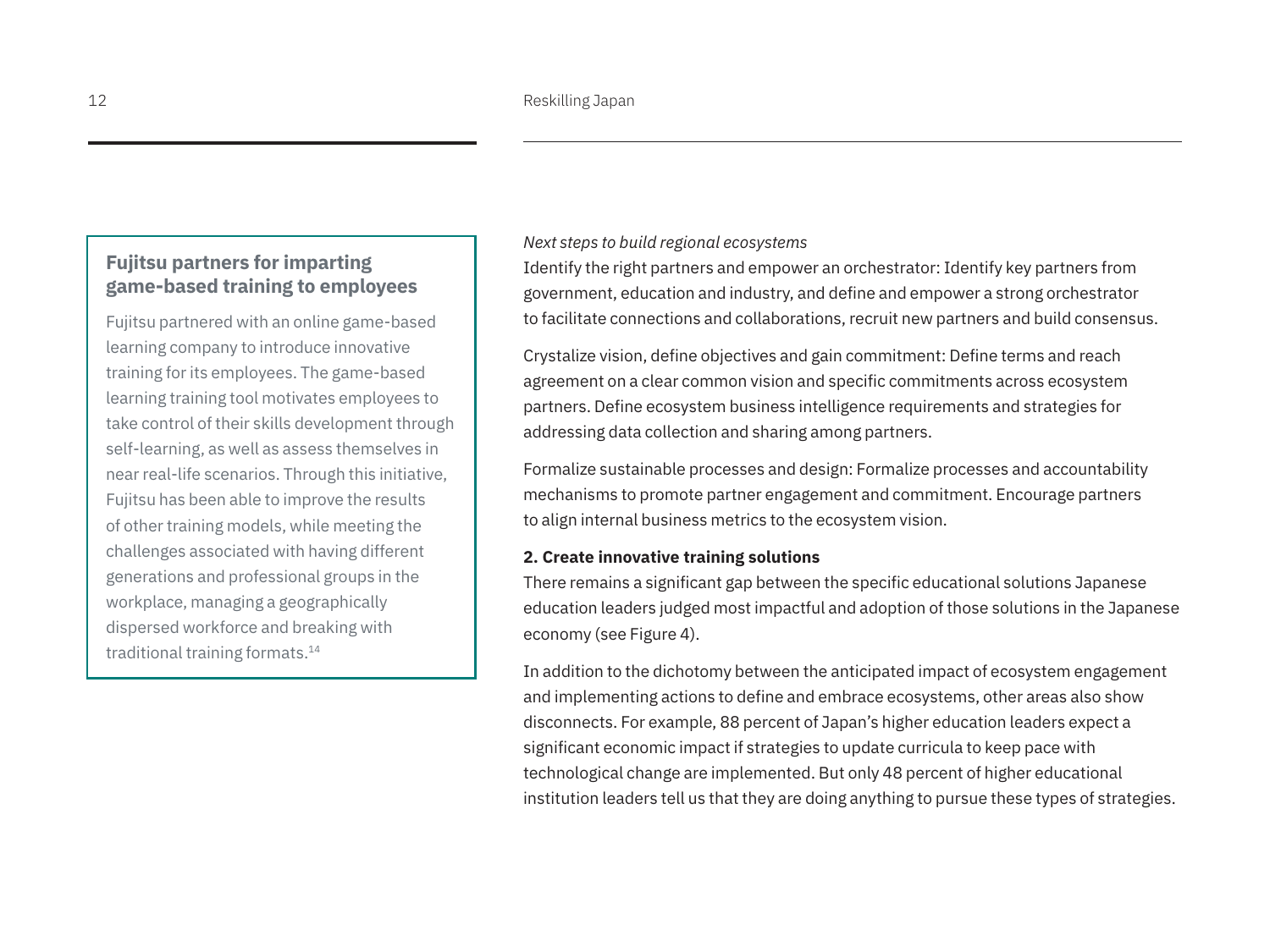### Fujitsu partners for imparting game-based training to employees

Fujitsu partnered with an online game-based learning company to introduce innovative training for its employees. The game-based learning training tool motivates employees to take control of their skills development through self-learning, as well as assess themselves in near real-life scenarios. Through this initiative, Fujitsu has been able to improve the results of other training models, while meeting the challenges associated with having different generations and professional groups in the workplace, managing a geographically dispersed workforce and breaking with traditional training formats.[14]

*Next steps to build regional ecosystems*

Identify the right partners and empower an orchestrator: Identify key partners from government, education and industry, and define and empower a strong orchestrator to facilitate connections and collaborations, recruit new partners and build consensus.

Crystalize vision, define objectives and gain commitment: Define terms and reach agreement on a clear common vision and specific commitments across ecosystem partners. Define ecosystem business intelligence requirements and strategies for addressing data collection and sharing among partners.

Formalize sustainable processes and design: Formalize processes and accountability mechanisms to promote partner engagement and commitment. Encourage partners to align internal business metrics to the ecosystem vision.

**2. Create innovative training solutions**

There remains a significant gap between the specific educational solutions Japanese education leaders judged most impactful and adoption of those solutions in the Japanese economy (see Figure 4).

In addition to the dichotomy between the anticipated impact of ecosystem engagement and implementing actions to define and embrace ecosystems, other areas also show disconnects. For example, 88 percent of Japan's higher education leaders expect a significant economic impact if strategies to update curricula to keep pace with technological change are implemented. But only 48 percent of higher educational institution leaders tell us that they are doing anything to pursue these types of strategies.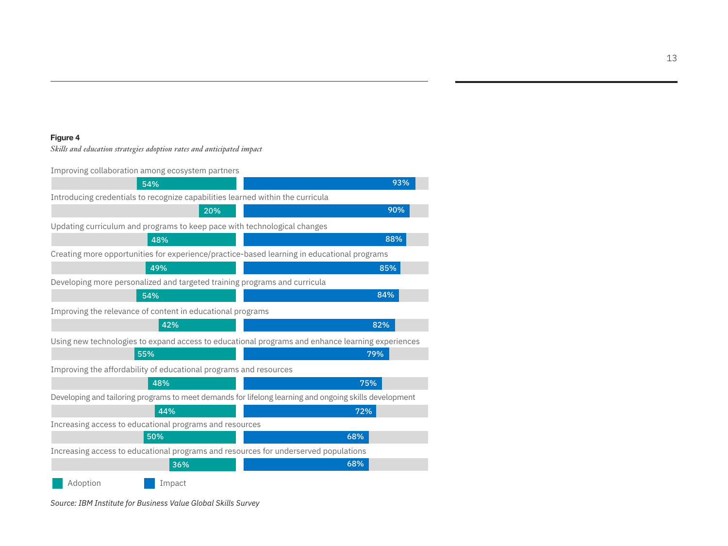**Figure 4**

*Skills and education strategies adoption rates and anticipated impact*

Improving collaboration among ecosystem partners
54%
93%

Introducing credentials to recognize capabilities learned within the curricula
20%
90%

Updating curriculum and programs to keep pace with technological changes
48%
88%

Creating more opportunities for experience/practice-based learning in educational programs
49%
85%

Developing more personalized and targeted training programs and curricula
54%
84%

Improving the relevance of content in educational programs
42%
82%

Using new technologies to expand access to educational programs and enhance learning experiences
55%
79%

Improving the affordability of educational programs and resources
48%
75%

Developing and tailoring programs to meet demands for lifelong learning and ongoing skills development
44%
72%

Increasing access to educational programs and resources
50%
68%

Increasing access to educational programs and resources for underserved populations
36%
68%

Adoption
Impact

*Source: IBM Institute for Business Value Global Skills Survey*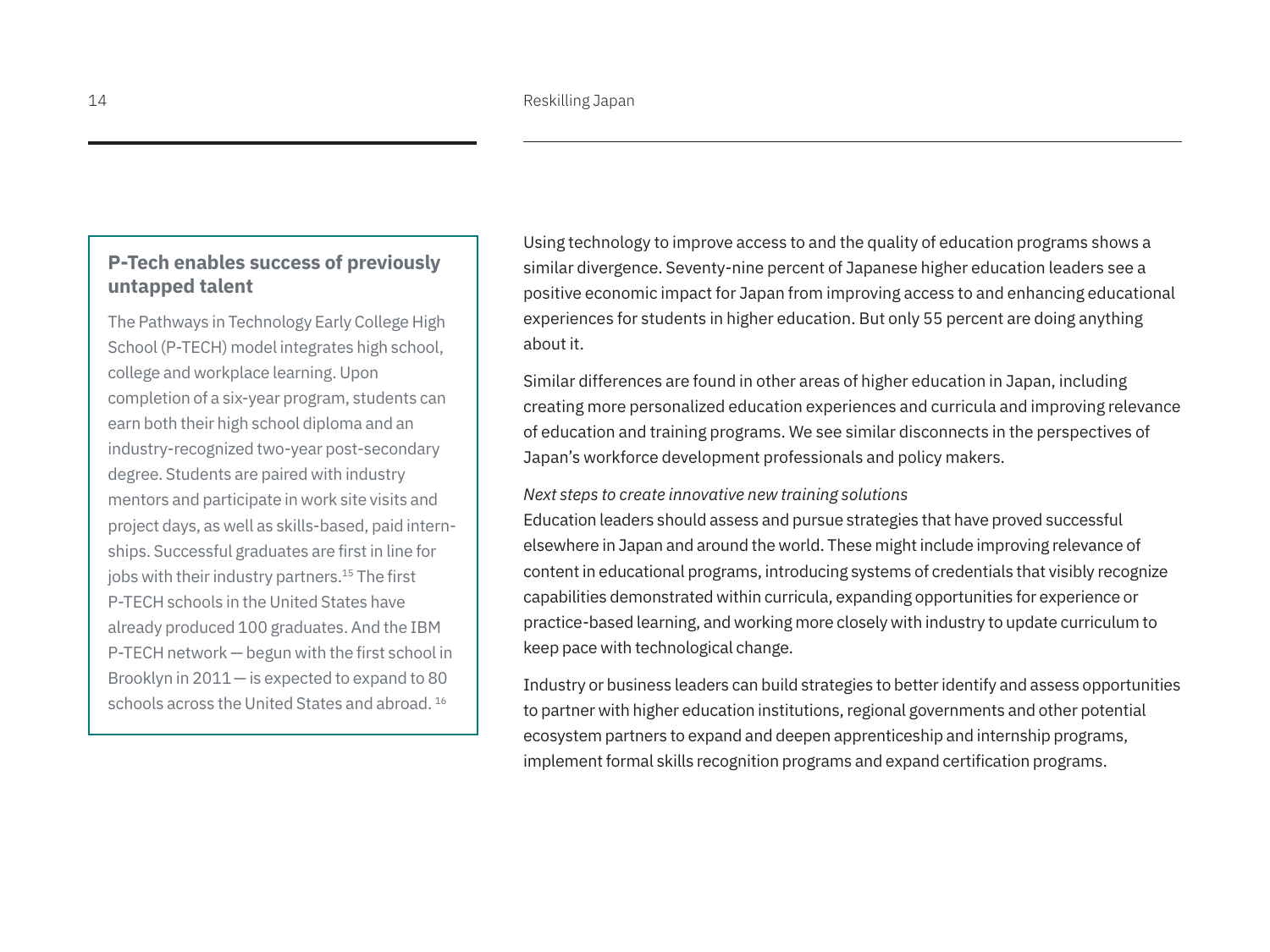### P-Tech enables success of previously untapped talent

The Pathways in Technology Early College High School (P-TECH) model integrates high school, college and workplace learning. Upon completion of a six-year program, students can earn both their high school diploma and an industry-recognized two-year post-secondary degree. Students are paired with industry mentors and participate in work site visits and project days, as well as skills-based, paid internships. Successful graduates are first in line for jobs with their industry partners.[15] The first P-TECH schools in the United States have already produced 100 graduates. And the IBM P-TECH network — begun with the first school in Brooklyn in 2011 — is expected to expand to 80 schools across the United States and abroad. [16]

Using technology to improve access to and the quality of education programs shows a similar divergence. Seventy-nine percent of Japanese higher education leaders see a positive economic impact for Japan from improving access to and enhancing educational experiences for students in higher education. But only 55 percent are doing anything about it.

Similar differences are found in other areas of higher education in Japan, including creating more personalized education experiences and curricula and improving relevance of education and training programs. We see similar disconnects in the perspectives of Japan's workforce development professionals and policy makers.

*Next steps to create innovative new training solutions*

Education leaders should assess and pursue strategies that have proved successful elsewhere in Japan and around the world. These might include improving relevance of content in educational programs, introducing systems of credentials that visibly recognize capabilities demonstrated within curricula, expanding opportunities for experience or practice-based learning, and working more closely with industry to update curriculum to keep pace with technological change.

Industry or business leaders can build strategies to better identify and assess opportunities to partner with higher education institutions, regional governments and other potential ecosystem partners to expand and deepen apprenticeship and internship programs, implement formal skills recognition programs and expand certification programs.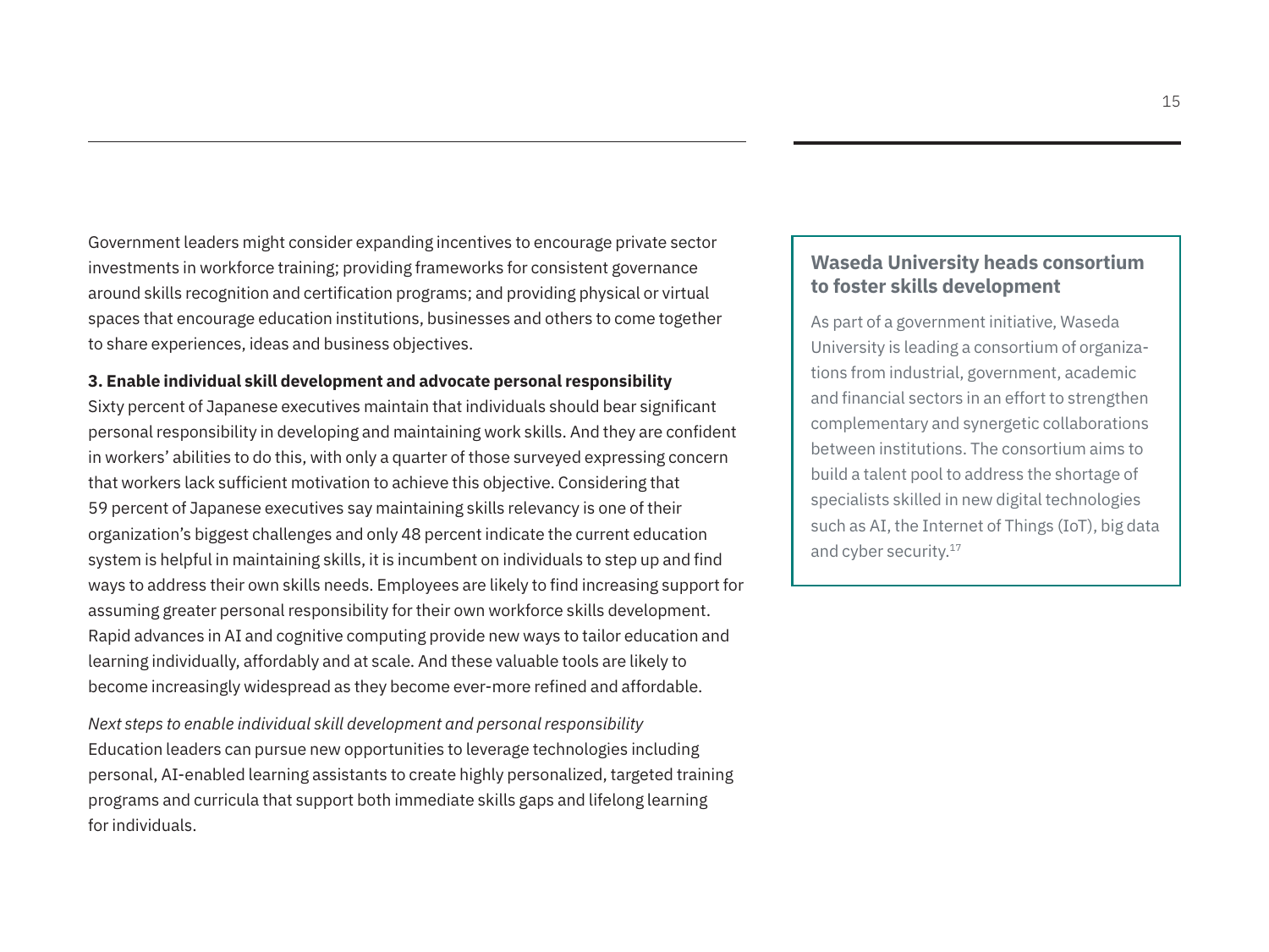Government leaders might consider expanding incentives to encourage private sector investments in workforce training; providing frameworks for consistent governance around skills recognition and certification programs; and providing physical or virtual spaces that encourage education institutions, businesses and others to come together to share experiences, ideas and business objectives.

**3. Enable individual skill development and advocate personal responsibility**

Sixty percent of Japanese executives maintain that individuals should bear significant personal responsibility in developing and maintaining work skills. And they are confident in workers' abilities to do this, with only a quarter of those surveyed expressing concern that workers lack sufficient motivation to achieve this objective. Considering that 59 percent of Japanese executives say maintaining skills relevancy is one of their organization's biggest challenges and only 48 percent indicate the current education system is helpful in maintaining skills, it is incumbent on individuals to step up and find ways to address their own skills needs. Employees are likely to find increasing support for assuming greater personal responsibility for their own workforce skills development. Rapid advances in AI and cognitive computing provide new ways to tailor education and learning individually, affordably and at scale. And these valuable tools are likely to become increasingly widespread as they become ever-more refined and affordable.

*Next steps to enable individual skill development and personal responsibility*

Education leaders can pursue new opportunities to leverage technologies including personal, AI-enabled learning assistants to create highly personalized, targeted training programs and curricula that support both immediate skills gaps and lifelong learning for individuals.

### Waseda University heads consortium to foster skills development

As part of a government initiative, Waseda University is leading a consortium of organizations from industrial, government, academic and financial sectors in an effort to strengthen complementary and synergetic collaborations between institutions. The consortium aims to build a talent pool to address the shortage of specialists skilled in new digital technologies such as AI, the Internet of Things (IoT), big data and cyber security.[17]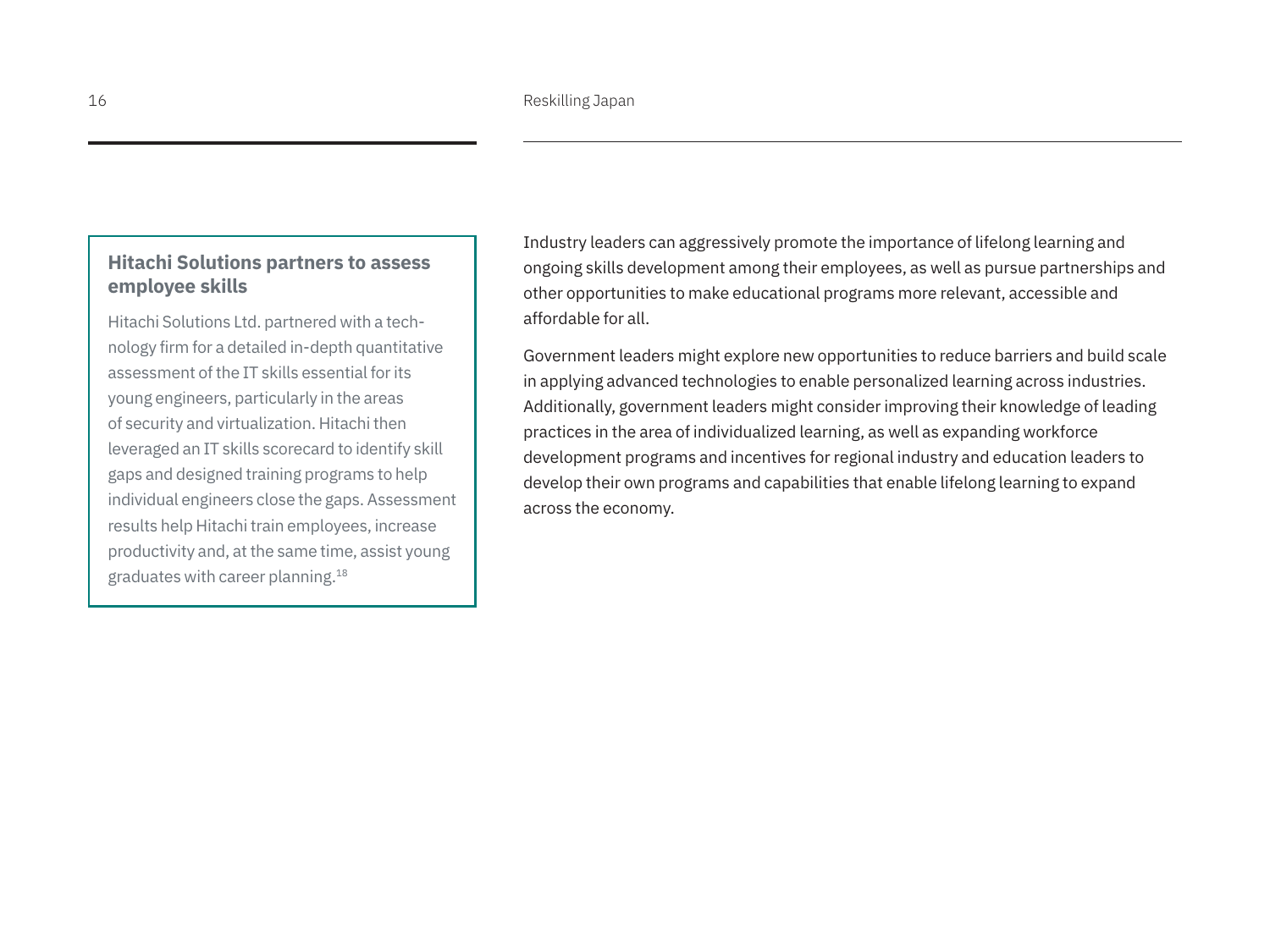### Hitachi Solutions partners to assess employee skills

Hitachi Solutions Ltd. partnered with a technology firm for a detailed in-depth quantitative assessment of the IT skills essential for its young engineers, particularly in the areas of security and virtualization. Hitachi then leveraged an IT skills scorecard to identify skill gaps and designed training programs to help individual engineers close the gaps. Assessment results help Hitachi train employees, increase productivity and, at the same time, assist young graduates with career planning.[18]

Industry leaders can aggressively promote the importance of lifelong learning and ongoing skills development among their employees, as well as pursue partnerships and other opportunities to make educational programs more relevant, accessible and affordable for all.

Government leaders might explore new opportunities to reduce barriers and build scale in applying advanced technologies to enable personalized learning across industries. Additionally, government leaders might consider improving their knowledge of leading practices in the area of individualized learning, as well as expanding workforce development programs and incentives for regional industry and education leaders to develop their own programs and capabilities that enable lifelong learning to expand across the economy.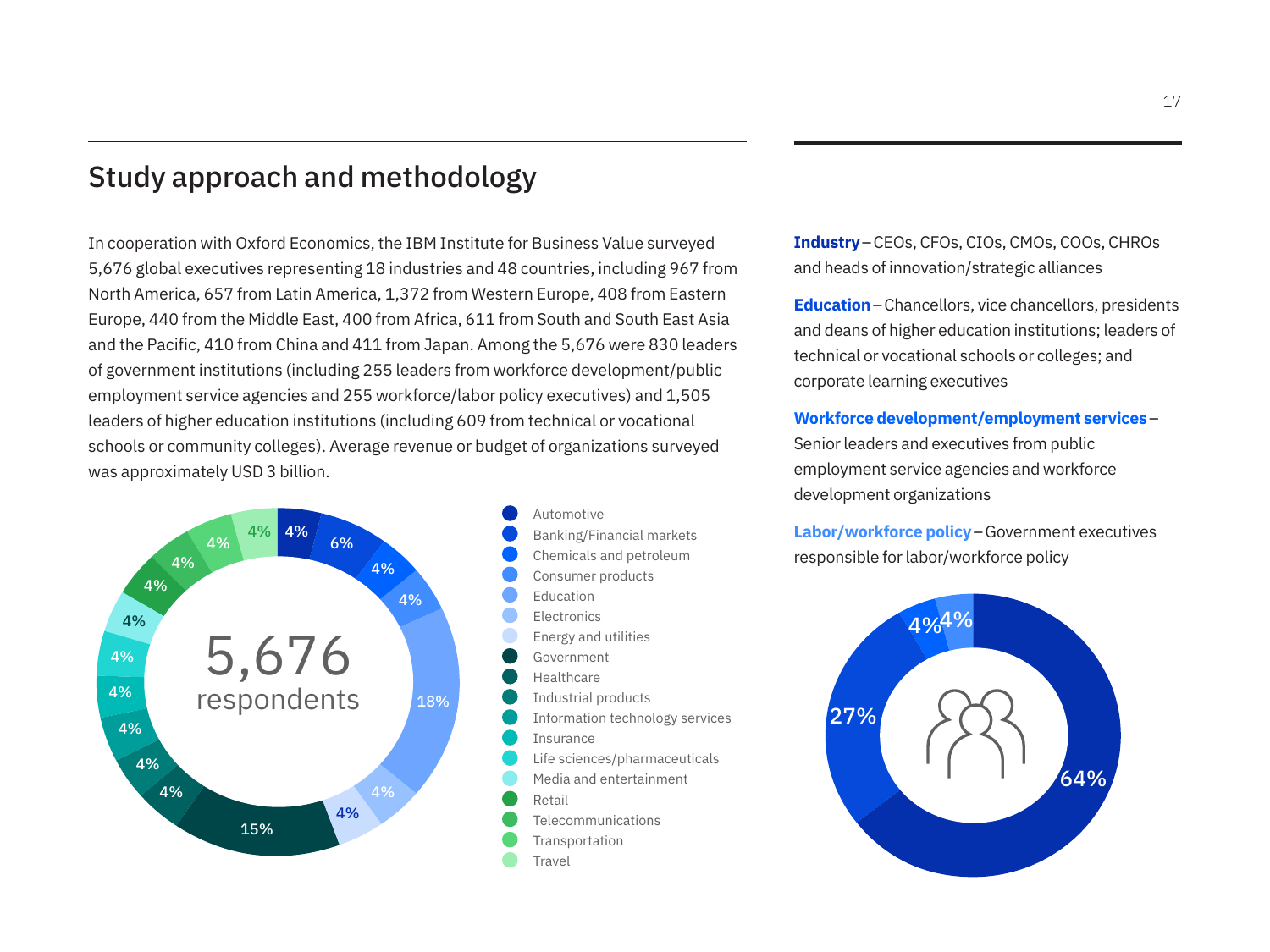## Study approach and methodology

In cooperation with Oxford Economics, the IBM Institute for Business Value surveyed 5,676 global executives representing 18 industries and 48 countries, including 967 from North America, 657 from Latin America, 1,372 from Western Europe, 408 from Eastern Europe, 440 from the Middle East, 400 from Africa, 611 from South and South East Asia and the Pacific, 410 from China and 411 from Japan. Among the 5,676 were 830 leaders of government institutions (including 255 leaders from workforce development/public employment service agencies and 255 workforce/labor policy executives) and 1,505 leaders of higher education institutions (including 609 from technical or vocational schools or community colleges). Average revenue or budget of organizations surveyed was approximately USD 3 billion.

5,676 respondents

4% 6% 4% 4% 18% 4% 4% 15% 4% 4% 4% 4% 4% 4% 4% 4% 4% 4%

Automotive
Banking/Financial markets
Chemicals and petroleum
Consumer products
Education
Electronics
Energy and utilities
Government
Healthcare
Industrial products
Information technology services
Insurance
Life sciences/pharmaceuticals
Media and entertainment
Retail
Telecommunications
Transportation
Travel

**Industry** – CEOs, CFOs, CIOs, CMOs, COOs, CHROs and heads of innovation/strategic alliances

**Education** – Chancellors, vice chancellors, presidents and deans of higher education institutions; leaders of technical or vocational schools or colleges; and corporate learning executives

**Workforce development/employment services** – Senior leaders and executives from public employment service agencies and workforce development organizations

**Labor/workforce policy** – Government executives responsible for labor/workforce policy

4% 4% 27% 64%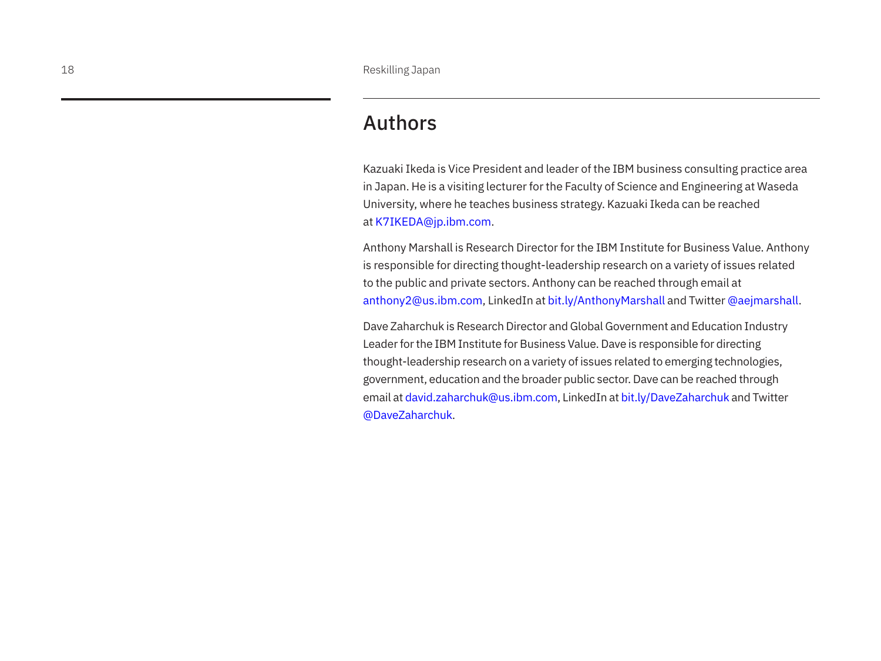## Authors

Kazuaki Ikeda is Vice President and leader of the IBM business consulting practice area in Japan. He is a visiting lecturer for the Faculty of Science and Engineering at Waseda University, where he teaches business strategy. Kazuaki Ikeda can be reached at K7IKEDA@jp.ibm.com.

Anthony Marshall is Research Director for the IBM Institute for Business Value. Anthony is responsible for directing thought-leadership research on a variety of issues related to the public and private sectors. Anthony can be reached through email at anthony2@us.ibm.com, LinkedIn at bit.ly/AnthonyMarshall and Twitter @aejmarshall.

Dave Zaharchuk is Research Director and Global Government and Education Industry Leader for the IBM Institute for Business Value. Dave is responsible for directing thought-leadership research on a variety of issues related to emerging technologies, government, education and the broader public sector. Dave can be reached through email at david.zaharchuk@us.ibm.com, LinkedIn at bit.ly/DaveZaharchuk and Twitter @DaveZaharchuk.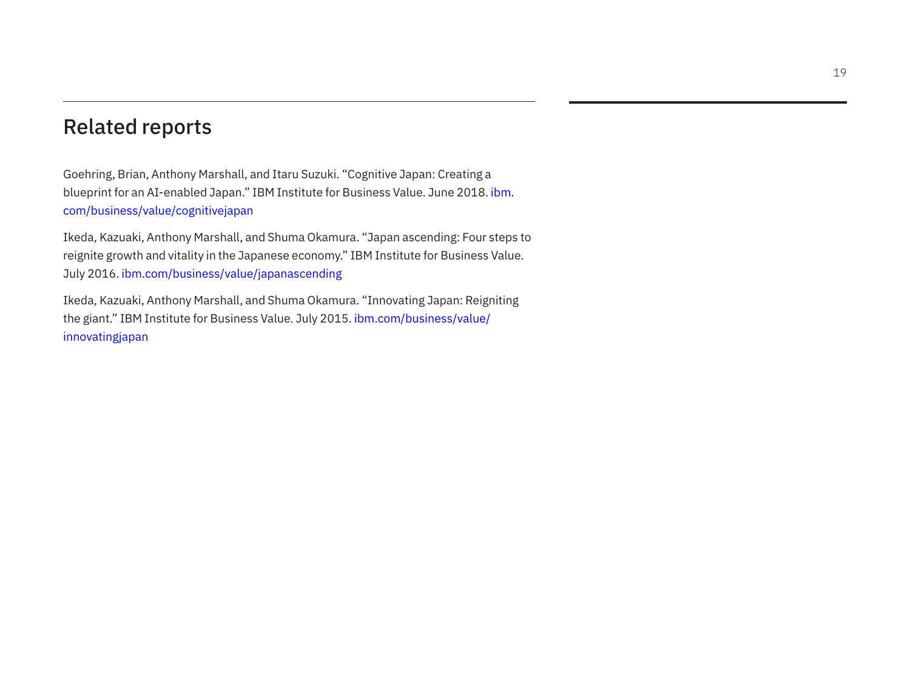## Related reports

Goehring, Brian, Anthony Marshall, and Itaru Suzuki. “Cognitive Japan: Creating a blueprint for an AI-enabled Japan.” IBM Institute for Business Value. June 2018. ibm.com/business/value/cognitivejapan

Ikeda, Kazuaki, Anthony Marshall, and Shuma Okamura. “Japan ascending: Four steps to reignite growth and vitality in the Japanese economy.” IBM Institute for Business Value. July 2016. ibm.com/business/value/japanascending

Ikeda, Kazuaki, Anthony Marshall, and Shuma Okamura. “Innovating Japan: Reigniting the giant.” IBM Institute for Business Value. July 2015. ibm.com/business/value/innovatingjapan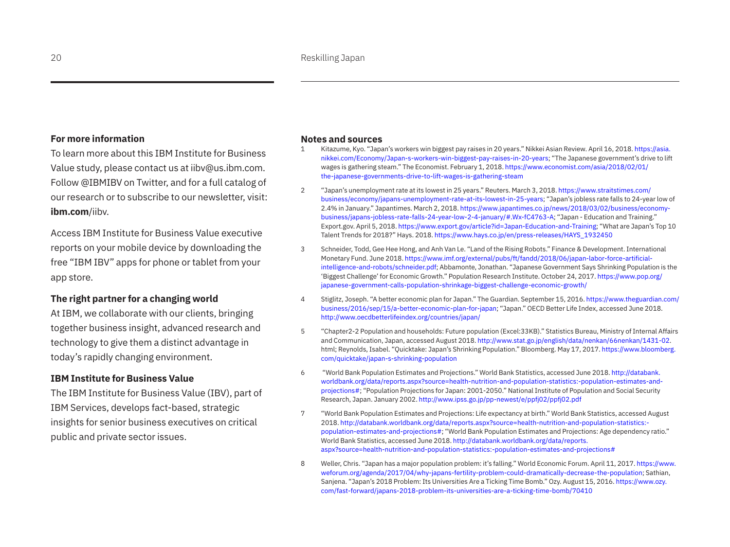## For more information

To learn more about this IBM Institute for Business Value study, please contact us at iibv@us.ibm.com. Follow @IBMIBV on Twitter, and for a full catalog of our research or to subscribe to our newsletter, visit: **ibm.com**/iibv.

Access IBM Institute for Business Value executive reports on your mobile device by downloading the free "IBM IBV" apps for phone or tablet from your app store.

### The right partner for a changing world

At IBM, we collaborate with our clients, bringing together business insight, advanced research and technology to give them a distinct advantage in today's rapidly changing environment.

### IBM Institute for Business Value

The IBM Institute for Business Value (IBV), part of IBM Services, develops fact-based, strategic insights for senior business executives on critical public and private sector issues.

## Notes and sources

1. Kitazume, Kyo. "Japan's workers win biggest pay raises in 20 years." Nikkei Asian Review. April 16, 2018. https://asia.nikkei.com/Economy/Japan-s-workers-win-biggest-pay-raises-in-20-years; "The Japanese government's drive to lift wages is gathering steam." The Economist. February 1, 2018. https://www.economist.com/asia/2018/02/01/the-japanese-governments-drive-to-lift-wages-is-gathering-steam

2. "Japan's unemployment rate at its lowest in 25 years." Reuters. March 3, 2018. https://www.straitstimes.com/business/economy/japans-unemployment-rate-at-its-lowest-in-25-years; "Japan's jobless rate falls to 24-year low of 2.4% in January." Japantimes. March 2, 2018. https://www.japantimes.co.jp/news/2018/03/02/business/economy-business/japans-jobless-rate-falls-24-year-low-2-4-january/#.Wx-fC4763-A; "Japan - Education and Training." Export.gov. April 5, 2018. https://www.export.gov/article?id=Japan-Education-and-Training; "What are Japan's Top 10 Talent Trends for 2018?" Hays. 2018. https://www.hays.co.jp/en/press-releases/HAYS_1932450

3. Schneider, Todd, Gee Hee Hong, and Anh Van Le. "Land of the Rising Robots." Finance & Development. International Monetary Fund. June 2018. https://www.imf.org/external/pubs/ft/fandd/2018/06/japan-labor-force-artificial-intelligence-and-robots/schneider.pdf; Abbamonte, Jonathan. "Japanese Government Says Shrinking Population is the 'Biggest Challenge' for Economic Growth." Population Research Institute. October 24, 2017. https://www.pop.org/japanese-government-calls-population-shrinkage-biggest-challenge-economic-growth/

4. Stiglitz, Joseph. "A better economic plan for Japan." The Guardian. September 15, 2016. https://www.theguardian.com/business/2016/sep/15/a-better-economic-plan-for-japan; "Japan." OECD Better Life Index, accessed June 2018. http://www.oecdbetterlifeindex.org/countries/japan/

5. "Chapter2-2 Population and households: Future population (Excel:33KB)." Statistics Bureau, Ministry of Internal Affairs and Communication, Japan, accessed August 2018. http://www.stat.go.jp/english/data/nenkan/66nenkan/1431-02.html; Reynolds, Isabel. "Quicktake: Japan's Shrinking Population." Bloomberg. May 17, 2017. https://www.bloomberg.com/quicktake/japan-s-shrinking-population

6. "World Bank Population Estimates and Projections." World Bank Statistics, accessed June 2018. http://databank.worldbank.org/data/reports.aspx?source=health-nutrition-and-population-statistics:-population-estimates-and-projections#; "Population Projections for Japan: 2001-2050." National Institute of Population and Social Security Research, Japan. January 2002. http://www.ipss.go.jp/pp-newest/e/ppfj02/ppfj02.pdf

7. "World Bank Population Estimates and Projections: Life expectancy at birth." World Bank Statistics, accessed August 2018. http://databank.worldbank.org/data/reports.aspx?source=health-nutrition-and-population-statistics:-population-estimates-and-projections#; "World Bank Population Estimates and Projections: Age dependency ratio." World Bank Statistics, accessed June 2018. http://databank.worldbank.org/data/reports.aspx?source=health-nutrition-and-population-statistics:-population-estimates-and-projections#

8. Weller, Chris. "Japan has a major population problem: it's falling." World Economic Forum. April 11, 2017. https://www.weforum.org/agenda/2017/04/why-japans-fertility-problem-could-dramatically-decrease-the-population; Sathian, Sanjena. "Japan's 2018 Problem: Its Universities Are a Ticking Time Bomb." Ozy. August 15, 2016. https://www.ozy.com/fast-forward/japans-2018-problem-its-universities-are-a-ticking-time-bomb/70410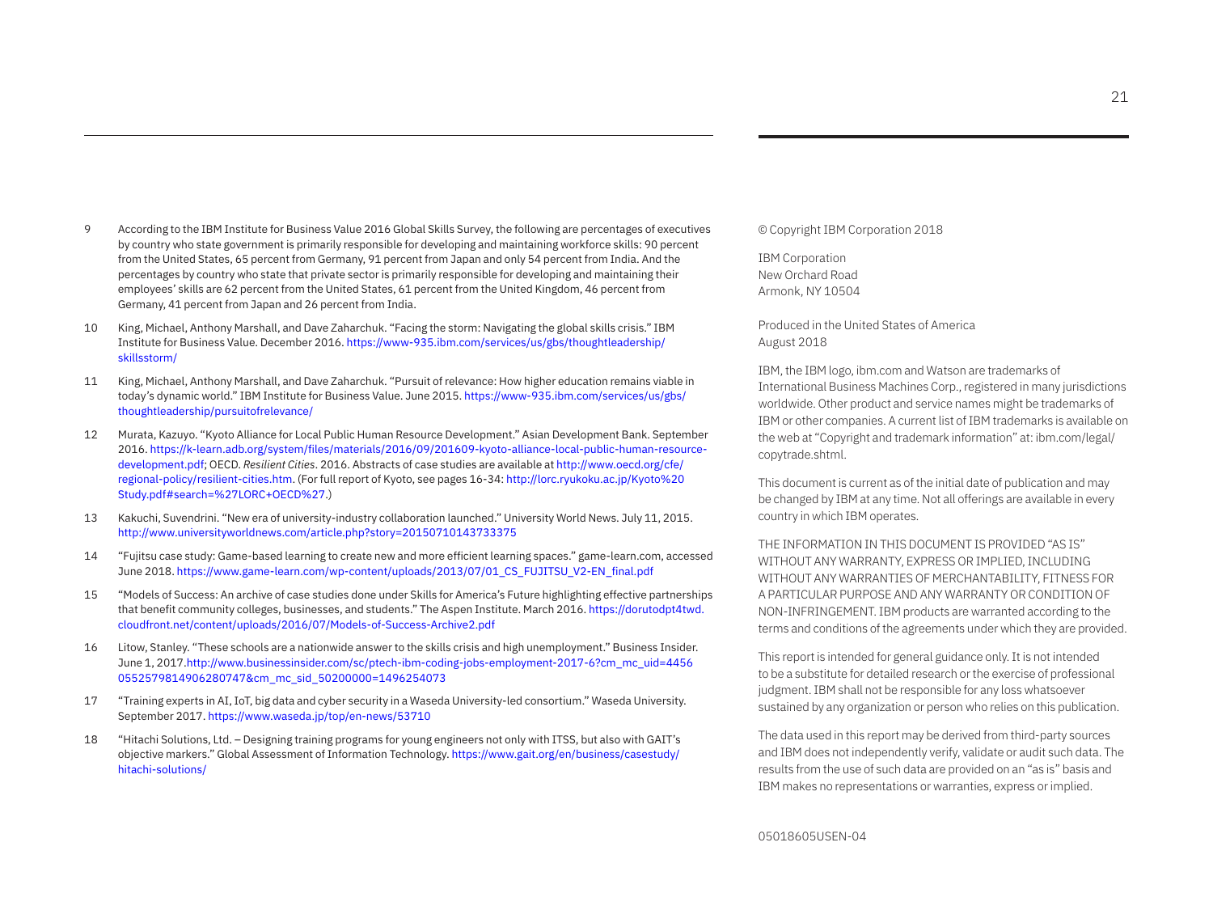9 According to the IBM Institute for Business Value 2016 Global Skills Survey, the following are percentages of executives by country who state government is primarily responsible for developing and maintaining workforce skills: 90 percent from the United States, 65 percent from Germany, 91 percent from Japan and only 54 percent from India. And the percentages by country who state that private sector is primarily responsible for developing and maintaining their employees' skills are 62 percent from the United States, 61 percent from the United Kingdom, 46 percent from Germany, 41 percent from Japan and 26 percent from India.

10 King, Michael, Anthony Marshall, and Dave Zaharchuk. "Facing the storm: Navigating the global skills crisis." IBM Institute for Business Value. December 2016. https://www-935.ibm.com/services/us/gbs/thoughtleadership/skillsstorm/

11 King, Michael, Anthony Marshall, and Dave Zaharchuk. "Pursuit of relevance: How higher education remains viable in today's dynamic world." IBM Institute for Business Value. June 2015. https://www-935.ibm.com/services/us/gbs/thoughtleadership/pursuitofrelevance/

12 Murata, Kazuyo. "Kyoto Alliance for Local Public Human Resource Development." Asian Development Bank. September 2016. https://k-learn.adb.org/system/files/materials/2016/09/201609-kyoto-alliance-local-public-human-resource-development.pdf; OECD. *Resilient Cities*. 2016. Abstracts of case studies are available at http://www.oecd.org/cfe/regional-policy/resilient-cities.htm. (For full report of Kyoto, see pages 16-34: http://lorc.ryukoku.ac.jp/Kyoto%20Study.pdf#search=%27LORC+OECD%27.)

13 Kakuchi, Suvendrini. "New era of university-industry collaboration launched." University World News. July 11, 2015. http://www.universityworldnews.com/article.php?story=20150710143733375

14 "Fujitsu case study: Game-based learning to create new and more efficient learning spaces." game-learn.com, accessed June 2018. https://www.game-learn.com/wp-content/uploads/2013/07/01_CS_FUJITSU_V2-EN_final.pdf

15 "Models of Success: An archive of case studies done under Skills for America's Future highlighting effective partnerships that benefit community colleges, businesses, and students." The Aspen Institute. March 2016. https://dorutodpt4twd.cloudfront.net/content/uploads/2016/07/Models-of-Success-Archive2.pdf

16 Litow, Stanley. "These schools are a nationwide answer to the skills crisis and high unemployment." Business Insider. June 1, 2017.http://www.businessinsider.com/sc/ptech-ibm-coding-jobs-employment-2017-6?cm_mc_uid=44560552579814906280747&cm_mc_sid_50200000=1496254073

17 "Training experts in AI, IoT, big data and cyber security in a Waseda University-led consortium." Waseda University. September 2017. https://www.waseda.jp/top/en-news/53710

18 "Hitachi Solutions, Ltd. – Designing training programs for young engineers not only with ITSS, but also with GAIT's objective markers." Global Assessment of Information Technology. https://www.gait.org/en/business/casestudy/hitachi-solutions/

© Copyright IBM Corporation 2018

IBM Corporation
New Orchard Road
Armonk, NY 10504

Produced in the United States of America
August 2018

IBM, the IBM logo, ibm.com and Watson are trademarks of International Business Machines Corp., registered in many jurisdictions worldwide. Other product and service names might be trademarks of IBM or other companies. A current list of IBM trademarks is available on the web at "Copyright and trademark information" at: ibm.com/legal/copytrade.shtml.

This document is current as of the initial date of publication and may be changed by IBM at any time. Not all offerings are available in every country in which IBM operates.

THE INFORMATION IN THIS DOCUMENT IS PROVIDED "AS IS" WITHOUT ANY WARRANTY, EXPRESS OR IMPLIED, INCLUDING WITHOUT ANY WARRANTIES OF MERCHANTABILITY, FITNESS FOR A PARTICULAR PURPOSE AND ANY WARRANTY OR CONDITION OF NON-INFRINGEMENT. IBM products are warranted according to the terms and conditions of the agreements under which they are provided.

This report is intended for general guidance only. It is not intended to be a substitute for detailed research or the exercise of professional judgment. IBM shall not be responsible for any loss whatsoever sustained by any organization or person who relies on this publication.

The data used in this report may be derived from third-party sources and IBM does not independently verify, validate or audit such data. The results from the use of such data are provided on an "as is" basis and IBM makes no representations or warranties, express or implied.

05018605USEN-04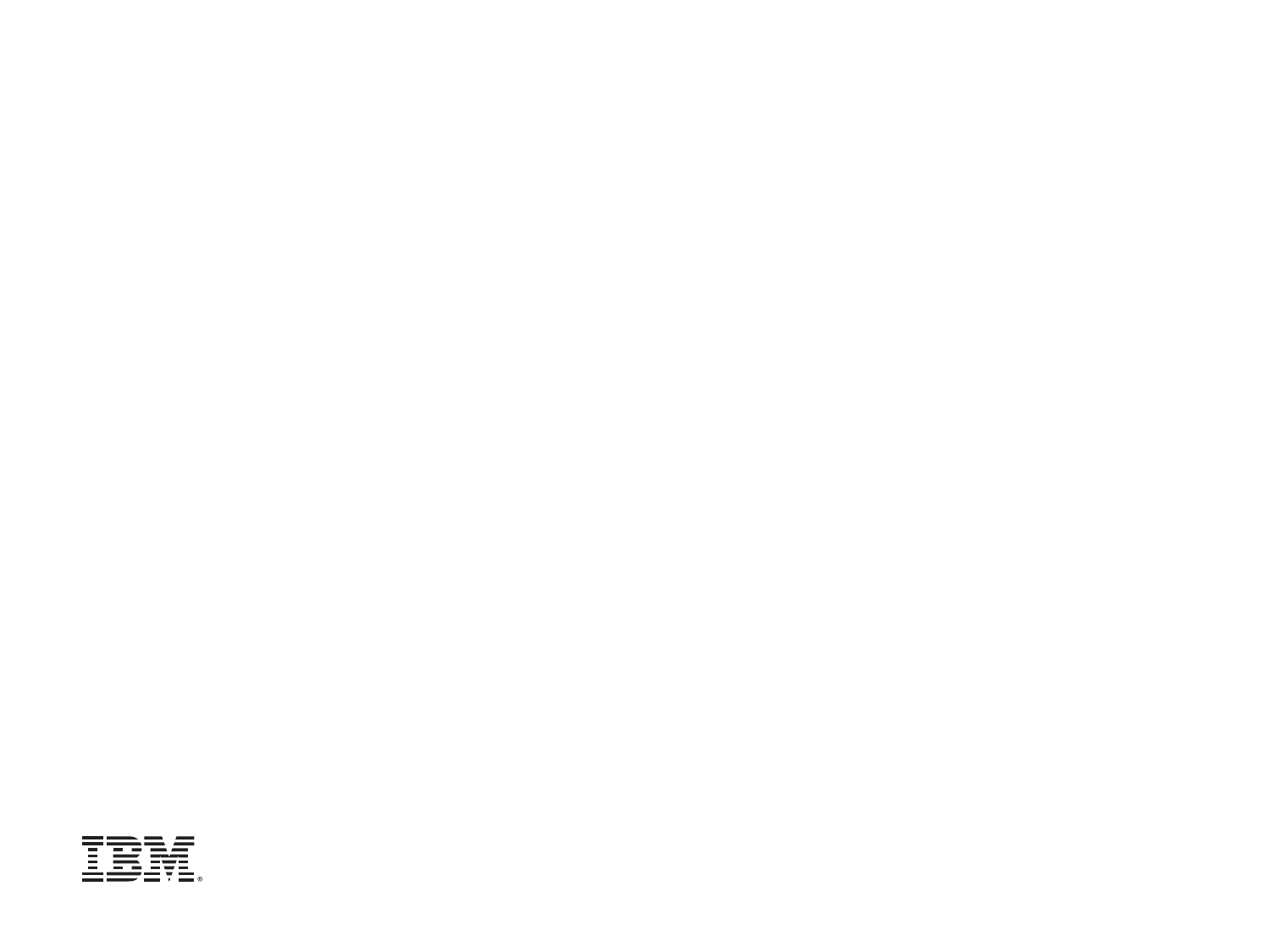IBM®